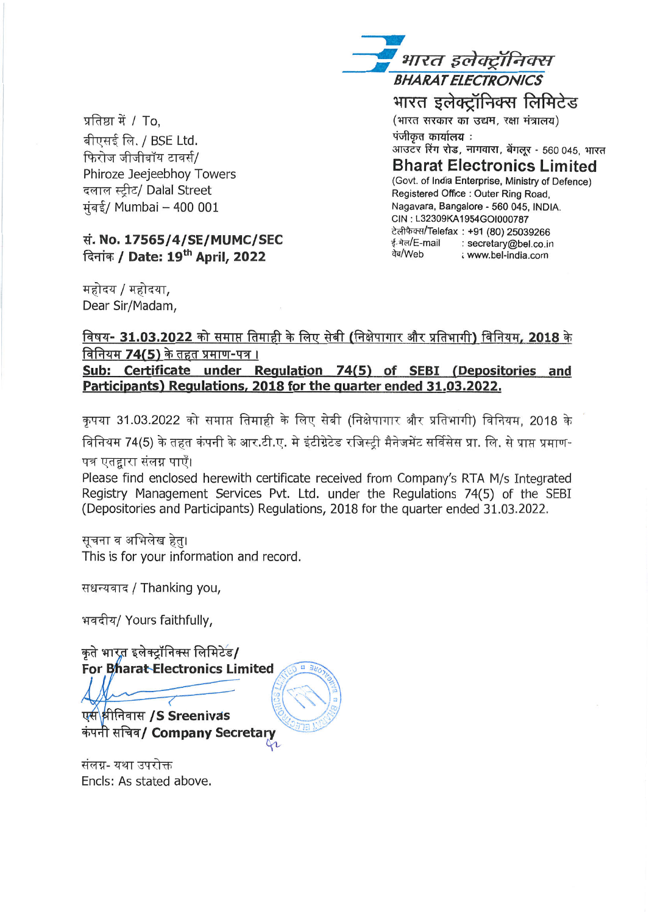भारत इलेक्ट्रॉनिक्स
BHARAT ELECTRONICS

**भारत इलेक्ट्रॉनिक्स लिमिटेड**
(भारत सरकार का उद्यम, रक्षा मंत्रालय)
पंजीकृत कार्यालय :
आउटर रिंग रोड, नागवारा, बेंगलूर - 560 045, भारत

**Bharat Electronics Limited**
(Govt. of India Enterprise, Ministry of Defence)
Registered Office : Outer Ring Road,
Nagavara, Bangalore - 560 045, INDIA.
CIN : L32309KA1954GOI000787
टेलीफैक्स/Telefax : +91 (80) 25039266
ई-मेल/E-mail : secretary@bel.co.in
वेब/Web : www.bel-india.com

प्रतिष्ठा में / To,
बीएसई लि. / BSE Ltd.
फिरोज जीजीबॉय टावर्स/
Phiroze Jeejeebhoy Towers
दलाल स्ट्रीट/ Dalal Street
मुंबई/ Mumbai – 400 001

**सं. No. 17565/4/SE/MUMC/SEC**
**दिनांक / Date: 19th April, 2022**

महोदय / महोदया,
Dear Sir/Madam,

**विषय- 31.03.2022 को समाप्त तिमाही के लिए सेबी (निक्षेपागार और प्रतिभागी) विनियम, 2018 के विनियम 74(5) के तहत प्रमाण-पत्र ।**
**Sub: Certificate under Regulation 74(5) of SEBI (Depositories and Participants) Regulations, 2018 for the quarter ended 31.03.2022.**

कृपया 31.03.2022 को समाप्त तिमाही के लिए सेबी (निक्षेपागार और प्रतिभागी) विनियम, 2018 के विनियम 74(5) के तहत कंपनी के आर.टी.ए. मे इंटीग्रेटेड रजिस्ट्री मैनेजमेंट सर्विसेस प्रा. लि. से प्राप्त प्रमाण-पत्र एतद्वारा संलग्न पाएँ।
Please find enclosed herewith certificate received from Company's RTA M/s Integrated Registry Management Services Pvt. Ltd. under the Regulations 74(5) of the SEBI (Depositories and Participants) Regulations, 2018 for the quarter ended 31.03.2022.

सूचना व अभिलेख हेतु।
This is for your information and record.

सधन्यवाद / Thanking you,

भवदीय/ Yours faithfully,

कृते भारत इलेक्ट्रॉनिक्स लिमिटेड/
**For Bharat Electronics Limited**

एस श्रीनिवास **/S Sreenivas**
कंपनी सचिव/ **Company Secretary**

संलग्न- यथा उपरोक्त
Encls: As stated above.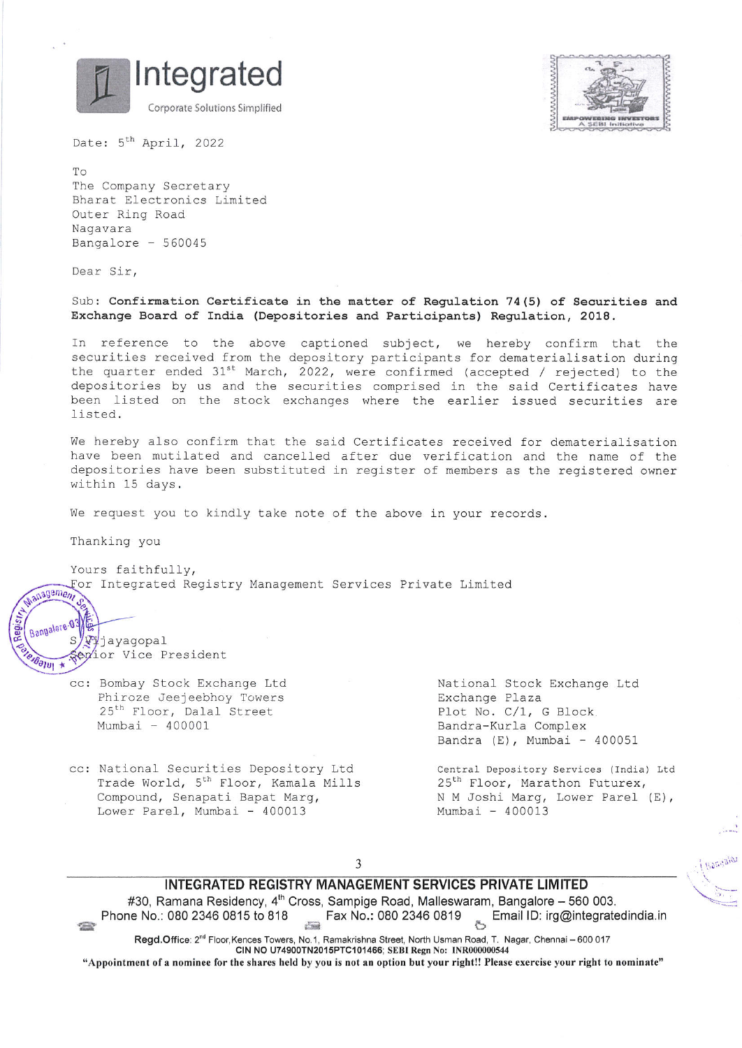**Integrated**
Corporate Solutions Simplified

Date: 5th April, 2022

To
The Company Secretary
Bharat Electronics Limited
Outer Ring Road
Nagavara
Bangalore – 560045

Dear Sir,

Sub: **Confirmation Certificate in the matter of Regulation 74(5) of Securities and Exchange Board of India (Depositories and Participants) Regulation, 2018.**

In reference to the above captioned subject, we hereby confirm that the securities received from the depository participants for dematerialisation during the quarter ended 31st March, 2022, were confirmed (accepted / rejected) to the depositories by us and the securities comprised in the said Certificates have been listed on the stock exchanges where the earlier issued securities are listed.

We hereby also confirm that the said Certificates received for dematerialisation have been mutilated and cancelled after due verification and the name of the depositories have been substituted in register of members as the registered owner within 15 days.

We request you to kindly take note of the above in your records.

Thanking you

Yours faithfully,
For Integrated Registry Management Services Private Limited

S Vijayagopal
Senior Vice President

cc: Bombay Stock Exchange Ltd
Phiroze Jeejeebhoy Towers
25th Floor, Dalal Street
Mumbai – 400001

National Stock Exchange Ltd
Exchange Plaza
Plot No. C/1, G Block
Bandra-Kurla Complex
Bandra (E), Mumbai – 400051

cc: National Securities Depository Ltd
Trade World, 5th Floor, Kamala Mills Compound, Senapati Bapat Marg,
Lower Parel, Mumbai – 400013

Central Depository Services (India) Ltd
25th Floor, Marathon Futurex,
N M Joshi Marg, Lower Parel (E),
Mumbai – 400013

**INTEGRATED REGISTRY MANAGEMENT SERVICES PRIVATE LIMITED**
#30, Ramana Residency, 4th Cross, Sampige Road, Malleswaram, Bangalore – 560 003.
Phone No.: 080 2346 0815 to 818 Fax No.: 080 2346 0819 Email ID: irg@integratedindia.in

**Regd.Office**: 2nd Floor, Kences Towers, No.1, Ramakrishna Street, North Usman Road, T. Nagar, Chennai – 600 017
**CIN NO U74900TN2015PTC101466; SEBI Regn No: INR000000544**
**"Appointment of a nominee for the shares held by you is not an option but your right!! Please exercise your right to nominate"**